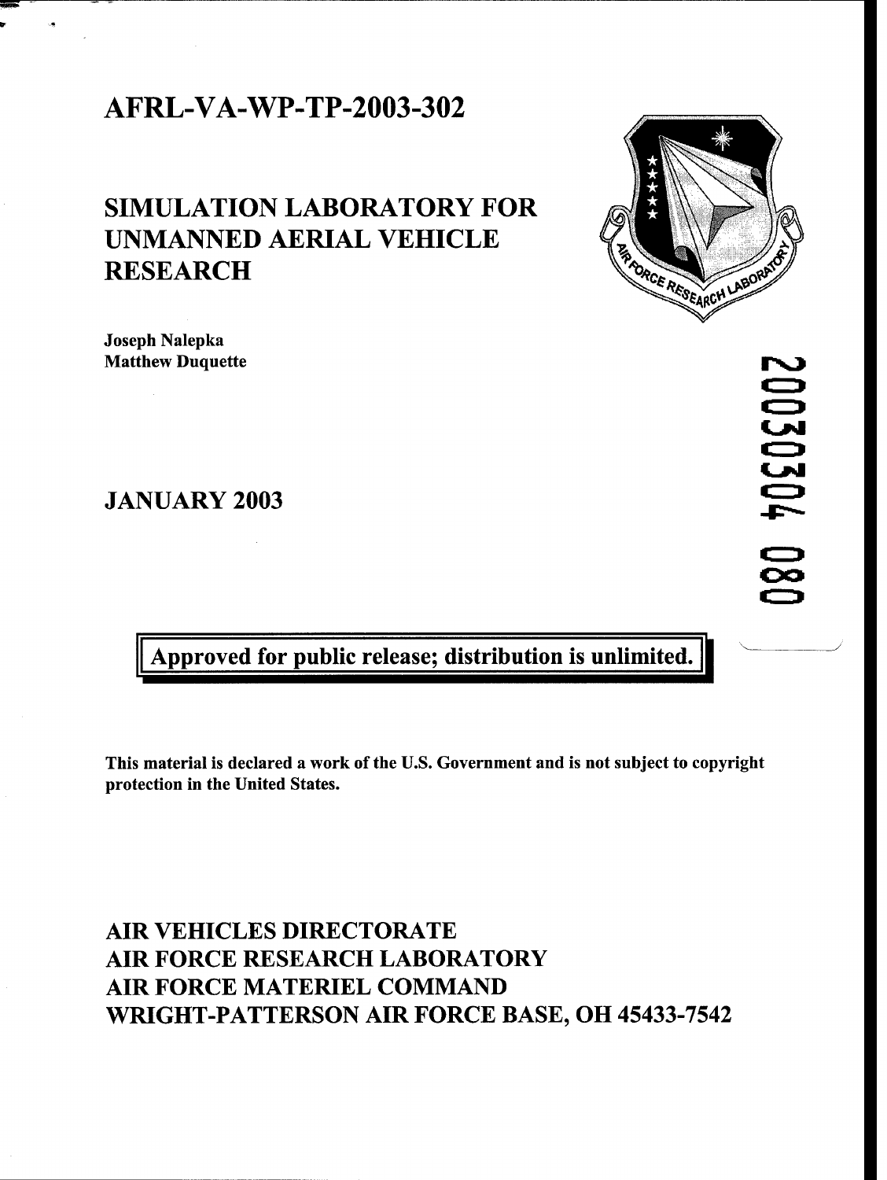# AFRL-VA-WP-TP-2003-302

## SIMULATION LABORATORY FOR UNMANNED AERIAL VEHICLE RESEARCH

**Joseph Nalepka**
**Matthew Duquette**

20030304 080

## JANUARY 2003

**Approved for public release; distribution is unlimited.**

**This material is declared a work of the U.S. Government and is not subject to copyright protection in the United States.**

## AIR VEHICLES DIRECTORATE
## AIR FORCE RESEARCH LABORATORY
## AIR FORCE MATERIEL COMMAND
## WRIGHT-PATTERSON AIR FORCE BASE, OH 45433-7542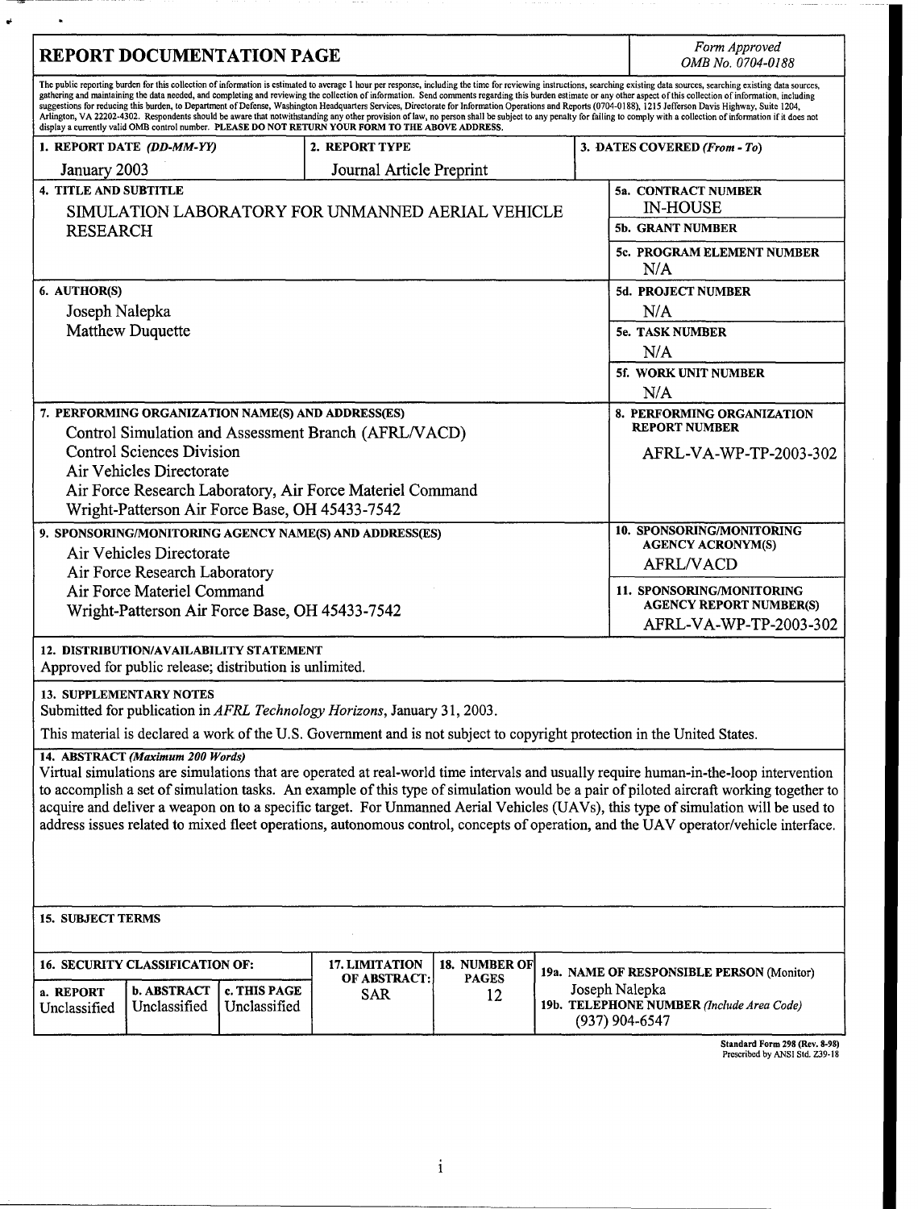# REPORT DOCUMENTATION PAGE

*Form Approved*
*OMB No. 0704-0188*

The public reporting burden for this collection of information is estimated to average 1 hour per response, including the time for reviewing instructions, searching existing data sources, searching existing data sources, gathering and maintaining the data needed, and completing and reviewing the collection of information. Send comments regarding this burden estimate or any other aspect of this collection of information, including suggestions for reducing this burden, to Department of Defense, Washington Headquarters Services, Directorate for Information Operations and Reports (0704-0188), 1215 Jefferson Davis Highway, Suite 1204, Arlington, VA 22202-4302. Respondents should be aware that notwithstanding any other provision of law, no person shall be subject to any penalty for failing to comply with a collection of information if it does not display a currently valid OMB control number. **PLEASE DO NOT RETURN YOUR FORM TO THE ABOVE ADDRESS.**

| 1. REPORT DATE *(DD-MM-YY)* | 2. REPORT TYPE | 3. DATES COVERED *(From - To)* |
|---|---|---|
| January 2003 | Journal Article Preprint | |

**4. TITLE AND SUBTITLE**
SIMULATION LABORATORY FOR UNMANNED AERIAL VEHICLE RESEARCH

**5a. CONTRACT NUMBER**
IN-HOUSE

**5b. GRANT NUMBER**

**5c. PROGRAM ELEMENT NUMBER**
N/A

**6. AUTHOR(S)**
Joseph Nalepka
Matthew Duquette

**5d. PROJECT NUMBER**
N/A

**5e. TASK NUMBER**
N/A

**5f. WORK UNIT NUMBER**
N/A

**7. PERFORMING ORGANIZATION NAME(S) AND ADDRESS(ES)**
Control Simulation and Assessment Branch (AFRL/VACD)
Control Sciences Division
Air Vehicles Directorate
Air Force Research Laboratory, Air Force Materiel Command
Wright-Patterson Air Force Base, OH 45433-7542

**8. PERFORMING ORGANIZATION REPORT NUMBER**
AFRL-VA-WP-TP-2003-302

**9. SPONSORING/MONITORING AGENCY NAME(S) AND ADDRESS(ES)**
Air Vehicles Directorate
Air Force Research Laboratory
Air Force Materiel Command
Wright-Patterson Air Force Base, OH 45433-7542

**10. SPONSORING/MONITORING AGENCY ACRONYM(S)**
AFRL/VACD

**11. SPONSORING/MONITORING AGENCY REPORT NUMBER(S)**
AFRL-VA-WP-TP-2003-302

**12. DISTRIBUTION/AVAILABILITY STATEMENT**
Approved for public release; distribution is unlimited.

**13. SUPPLEMENTARY NOTES**
Submitted for publication in *AFRL Technology Horizons*, January 31, 2003.

This material is declared a work of the U.S. Government and is not subject to copyright protection in the United States.

**14. ABSTRACT** *(Maximum 200 Words)*
Virtual simulations are simulations that are operated at real-world time intervals and usually require human-in-the-loop intervention to accomplish a set of simulation tasks. An example of this type of simulation would be a pair of piloted aircraft working together to acquire and deliver a weapon on to a specific target. For Unmanned Aerial Vehicles (UAVs), this type of simulation will be used to address issues related to mixed fleet operations, autonomous control, concepts of operation, and the UAV operator/vehicle interface.

**15. SUBJECT TERMS**

| 16. SECURITY CLASSIFICATION OF: | | | 17. LIMITATION OF ABSTRACT: | 18. NUMBER OF PAGES | 19a. NAME OF RESPONSIBLE PERSON (Monitor) |
|---|---|---|---|---|---|
| a. REPORT | b. ABSTRACT | c. THIS PAGE | | | |
| Unclassified | Unclassified | Unclassified | SAR | 12 | Joseph Nalepka<br>**19b. TELEPHONE NUMBER** *(Include Area Code)*<br>(937) 904-6547 |

**Standard Form 298 (Rev. 8-98)**
Prescribed by ANSI Std. Z39-18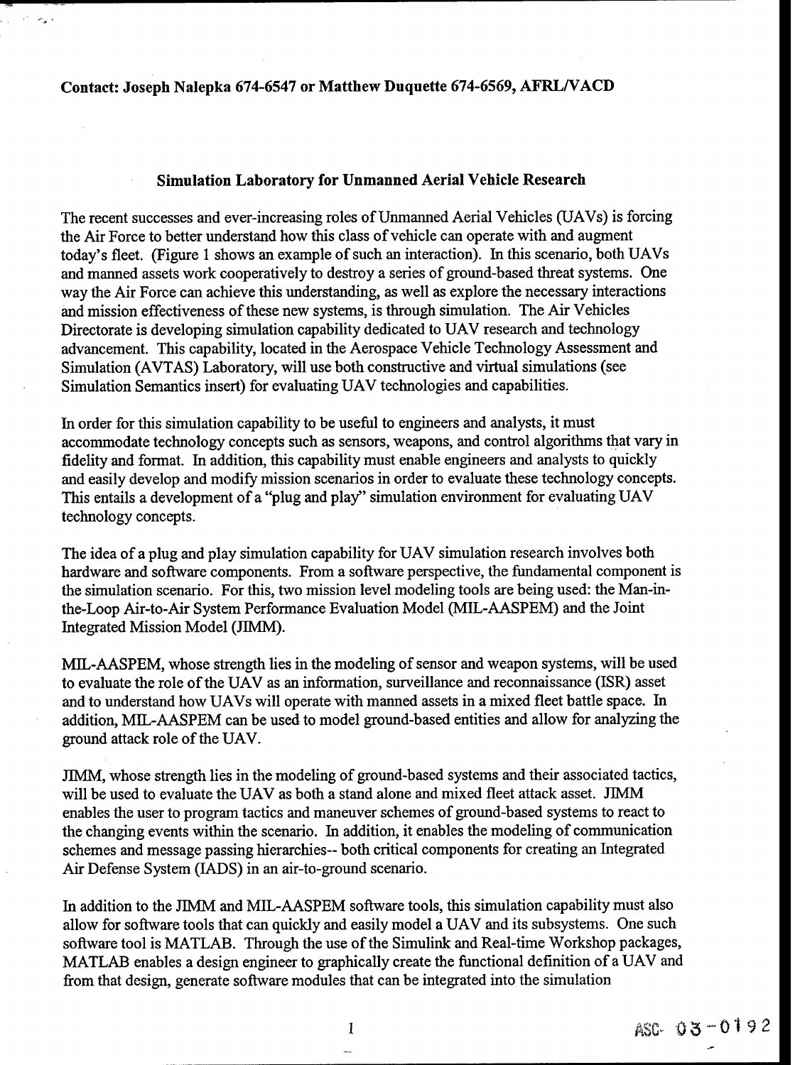**Contact: Joseph Nalepka 674-6547 or Matthew Duquette 674-6569, AFRL/VACD**

## Simulation Laboratory for Unmanned Aerial Vehicle Research

The recent successes and ever-increasing roles of Unmanned Aerial Vehicles (UAVs) is forcing the Air Force to better understand how this class of vehicle can operate with and augment today's fleet. (Figure 1 shows an example of such an interaction). In this scenario, both UAVs and manned assets work cooperatively to destroy a series of ground-based threat systems. One way the Air Force can achieve this understanding, as well as explore the necessary interactions and mission effectiveness of these new systems, is through simulation. The Air Vehicles Directorate is developing simulation capability dedicated to UAV research and technology advancement. This capability, located in the Aerospace Vehicle Technology Assessment and Simulation (AVTAS) Laboratory, will use both constructive and virtual simulations (see Simulation Semantics insert) for evaluating UAV technologies and capabilities.

In order for this simulation capability to be useful to engineers and analysts, it must accommodate technology concepts such as sensors, weapons, and control algorithms that vary in fidelity and format. In addition, this capability must enable engineers and analysts to quickly and easily develop and modify mission scenarios in order to evaluate these technology concepts. This entails a development of a "plug and play" simulation environment for evaluating UAV technology concepts.

The idea of a plug and play simulation capability for UAV simulation research involves both hardware and software components. From a software perspective, the fundamental component is the simulation scenario. For this, two mission level modeling tools are being used: the Man-in-the-Loop Air-to-Air System Performance Evaluation Model (MIL-AASPEM) and the Joint Integrated Mission Model (JIMM).

MIL-AASPEM, whose strength lies in the modeling of sensor and weapon systems, will be used to evaluate the role of the UAV as an information, surveillance and reconnaissance (ISR) asset and to understand how UAVs will operate with manned assets in a mixed fleet battle space. In addition, MIL-AASPEM can be used to model ground-based entities and allow for analyzing the ground attack role of the UAV.

JIMM, whose strength lies in the modeling of ground-based systems and their associated tactics, will be used to evaluate the UAV as both a stand alone and mixed fleet attack asset. JIMM enables the user to program tactics and maneuver schemes of ground-based systems to react to the changing events within the scenario. In addition, it enables the modeling of communication schemes and message passing hierarchies-- both critical components for creating an Integrated Air Defense System (IADS) in an air-to-ground scenario.

In addition to the JIMM and MIL-AASPEM software tools, this simulation capability must also allow for software tools that can quickly and easily model a UAV and its subsystems. One such software tool is MATLAB. Through the use of the Simulink and Real-time Workshop packages, MATLAB enables a design engineer to graphically create the functional definition of a UAV and from that design, generate software modules that can be integrated into the simulation

ASC- 03-0192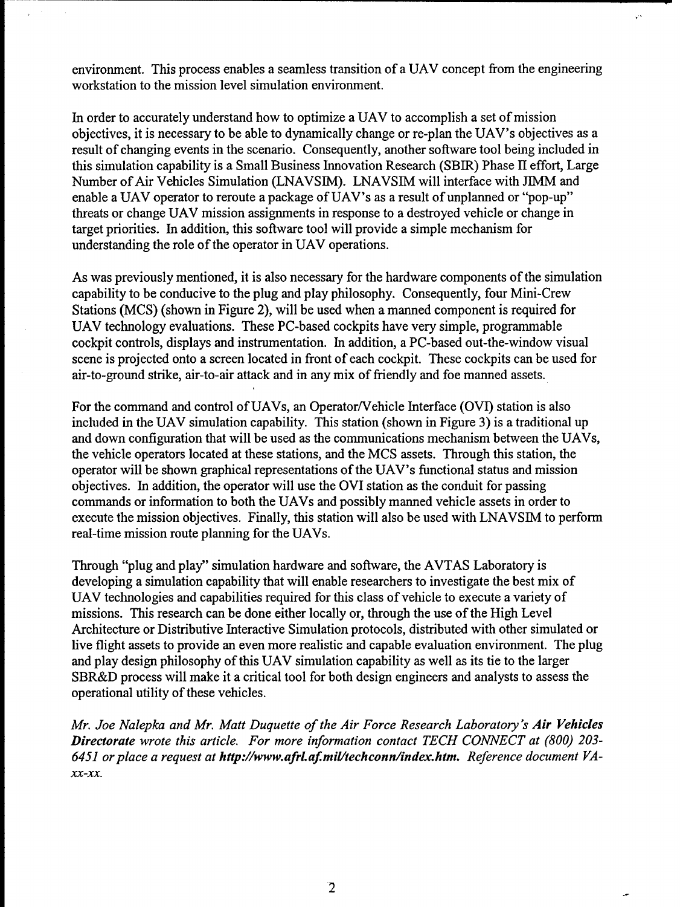environment. This process enables a seamless transition of a UAV concept from the engineering workstation to the mission level simulation environment.

In order to accurately understand how to optimize a UAV to accomplish a set of mission objectives, it is necessary to be able to dynamically change or re-plan the UAV's objectives as a result of changing events in the scenario. Consequently, another software tool being included in this simulation capability is a Small Business Innovation Research (SBIR) Phase II effort, Large Number of Air Vehicles Simulation (LNAVSIM). LNAVSIM will interface with JIMM and enable a UAV operator to reroute a package of UAV's as a result of unplanned or "pop-up" threats or change UAV mission assignments in response to a destroyed vehicle or change in target priorities. In addition, this software tool will provide a simple mechanism for understanding the role of the operator in UAV operations.

As was previously mentioned, it is also necessary for the hardware components of the simulation capability to be conducive to the plug and play philosophy. Consequently, four Mini-Crew Stations (MCS) (shown in Figure 2), will be used when a manned component is required for UAV technology evaluations. These PC-based cockpits have very simple, programmable cockpit controls, displays and instrumentation. In addition, a PC-based out-the-window visual scene is projected onto a screen located in front of each cockpit. These cockpits can be used for air-to-ground strike, air-to-air attack and in any mix of friendly and foe manned assets.

For the command and control of UAVs, an Operator/Vehicle Interface (OVI) station is also included in the UAV simulation capability. This station (shown in Figure 3) is a traditional up and down configuration that will be used as the communications mechanism between the UAVs, the vehicle operators located at these stations, and the MCS assets. Through this station, the operator will be shown graphical representations of the UAV's functional status and mission objectives. In addition, the operator will use the OVI station as the conduit for passing commands or information to both the UAVs and possibly manned vehicle assets in order to execute the mission objectives. Finally, this station will also be used with LNAVSIM to perform real-time mission route planning for the UAVs.

Through "plug and play" simulation hardware and software, the AVTAS Laboratory is developing a simulation capability that will enable researchers to investigate the best mix of UAV technologies and capabilities required for this class of vehicle to execute a variety of missions. This research can be done either locally or, through the use of the High Level Architecture or Distributive Interactive Simulation protocols, distributed with other simulated or live flight assets to provide an even more realistic and capable evaluation environment. The plug and play design philosophy of this UAV simulation capability as well as its tie to the larger SBR&D process will make it a critical tool for both design engineers and analysts to assess the operational utility of these vehicles.

*Mr. Joe Nalepka and Mr. Matt Duquette of the Air Force Research Laboratory's **Air Vehicles Directorate** wrote this article. For more information contact TECH CONNECT at (800) 203-6451 or place a request at **http://www.afrl.af.mil/techconn/index.htm**. Reference document VA-xx-xx.*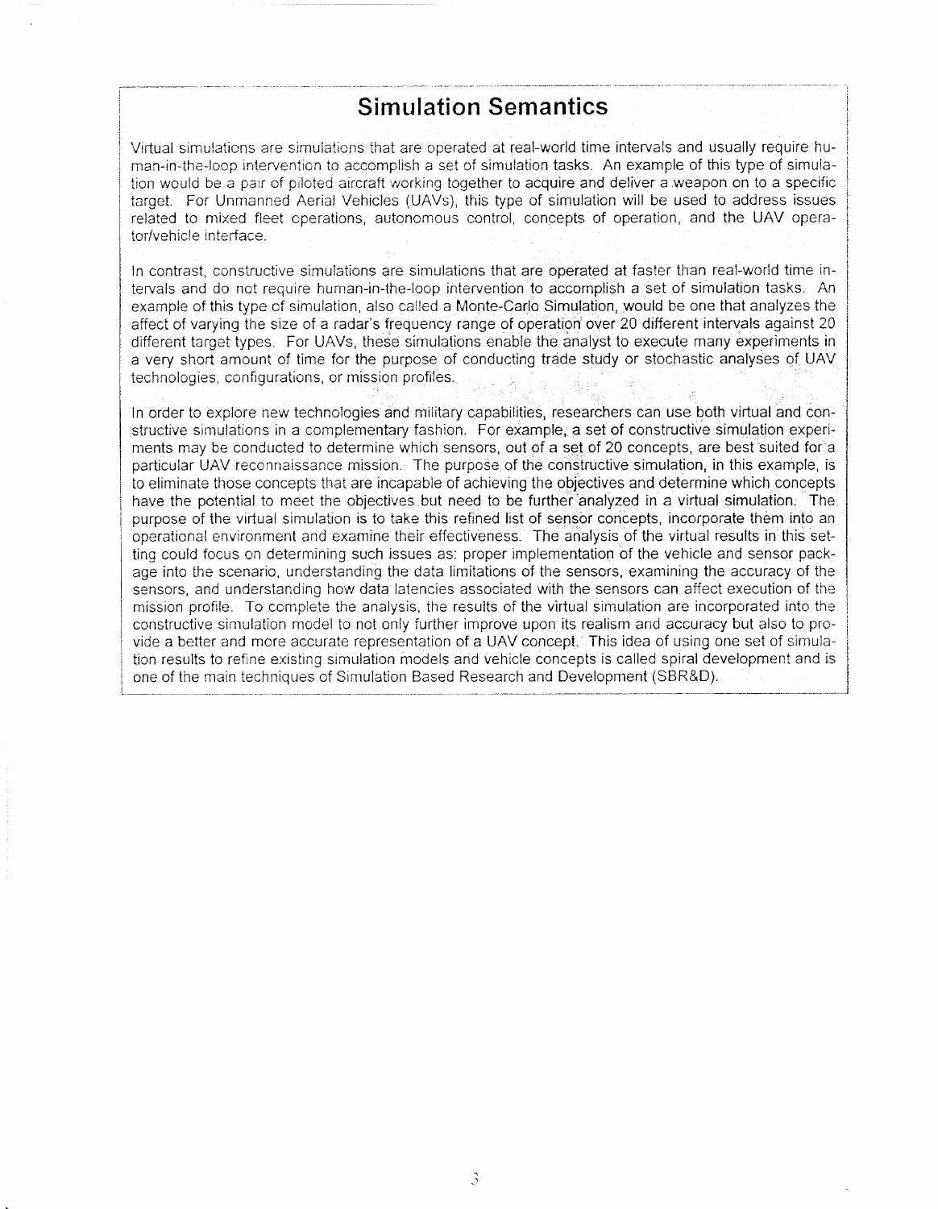## Simulation Semantics

Virtual simulations are simulations that are operated at real-world time intervals and usually require human-in-the-loop intervention to accomplish a set of simulation tasks. An example of this type of simulation would be a pair of piloted aircraft working together to acquire and deliver a weapon on to a specific target. For Unmanned Aerial Vehicles (UAVs), this type of simulation will be used to address issues related to mixed fleet operations, autonomous control, concepts of operation, and the UAV operator/vehicle interface.

In contrast, constructive simulations are simulations that are operated at faster than real-world time intervals and do not require human-in-the-loop intervention to accomplish a set of simulation tasks. An example of this type of simulation, also called a Monte-Carlo Simulation, would be one that analyzes the affect of varying the size of a radar's frequency range of operation over 20 different intervals against 20 different target types. For UAVs, these simulations enable the analyst to execute many experiments in a very short amount of time for the purpose of conducting trade study or stochastic analyses of UAV technologies, configurations, or mission profiles.

In order to explore new technologies and military capabilities, researchers can use both virtual and constructive simulations in a complementary fashion. For example, a set of constructive simulation experiments may be conducted to determine which sensors, out of a set of 20 concepts, are best suited for a particular UAV reconnaissance mission. The purpose of the constructive simulation, in this example, is to eliminate those concepts that are incapable of achieving the objectives and determine which concepts have the potential to meet the objectives but need to be further analyzed in a virtual simulation. The purpose of the virtual simulation is to take this refined list of sensor concepts, incorporate them into an operational environment and examine their effectiveness. The analysis of the virtual results in this setting could focus on determining such issues as: proper implementation of the vehicle and sensor package into the scenario, understanding the data limitations of the sensors, examining the accuracy of the sensors, and understanding how data latencies associated with the sensors can affect execution of the mission profile. To complete the analysis, the results of the virtual simulation are incorporated into the constructive simulation model to not only further improve upon its realism and accuracy but also to provide a better and more accurate representation of a UAV concept. This idea of using one set of simulation results to refine existing simulation models and vehicle concepts is called spiral development and is one of the main techniques of Simulation Based Research and Development (SBR&D).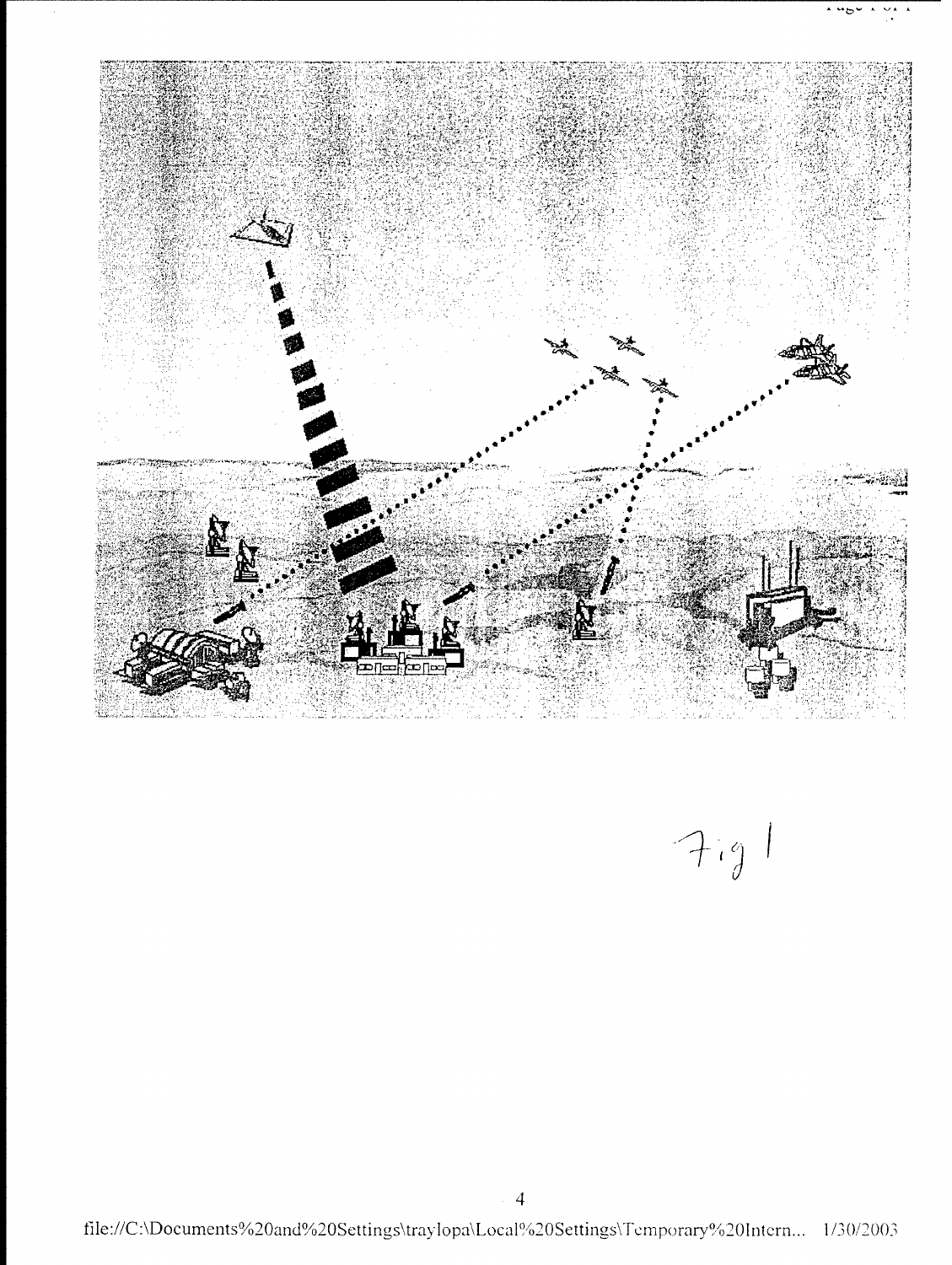Fig 1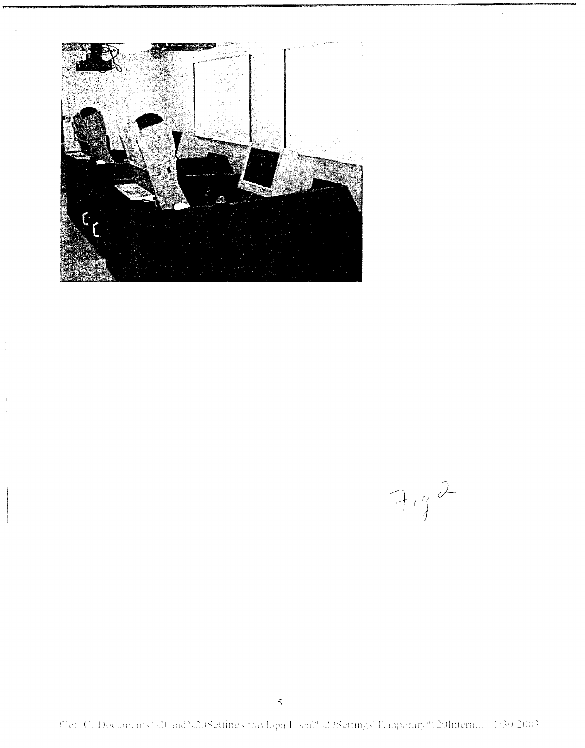Fig 2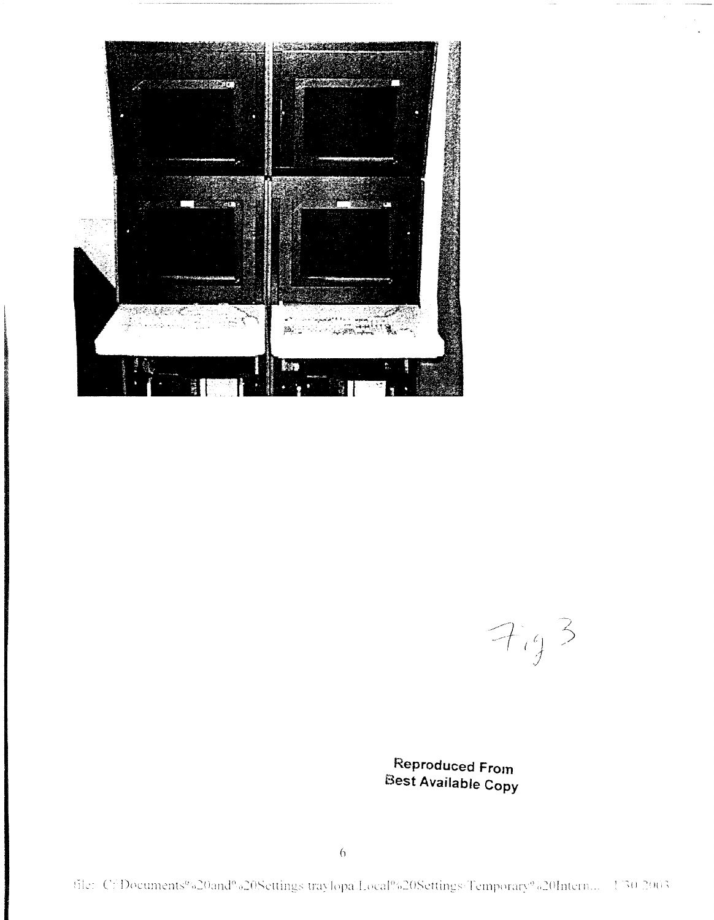Fig 3

Reproduced From
Best Available Copy